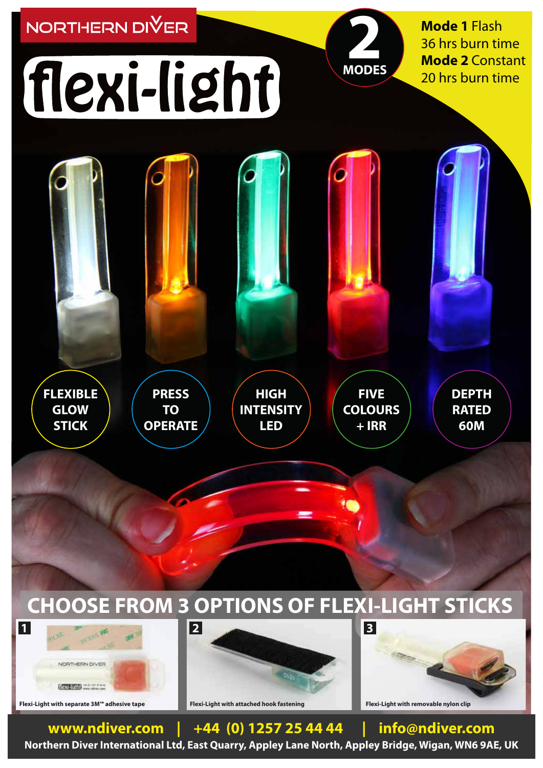NORTHERN DIVER

# flexi-light

**2 MODES**

**Mode 1** Flash
36 hrs burn time
**Mode 2** Constant
20 hrs burn time

FLEXIBLE GLOW STICK

PRESS TO OPERATE

HIGH INTENSITY LED

FIVE COLOURS + IRR

DEPTH RATED 60M

## CHOOSE FROM 3 OPTIONS OF FLEXI-LIGHT STICKS

1. Flexi-Light with separate 3M™ adhesive tape
2. Flexi-Light with attached hook fastening
3. Flexi-Light with removable nylon clip

**www.ndiver.com | +44 (0) 1257 25 44 44 | info@ndiver.com**

**Northern Diver International Ltd, East Quarry, Appley Lane North, Appley Bridge, Wigan, WN6 9AE, UK**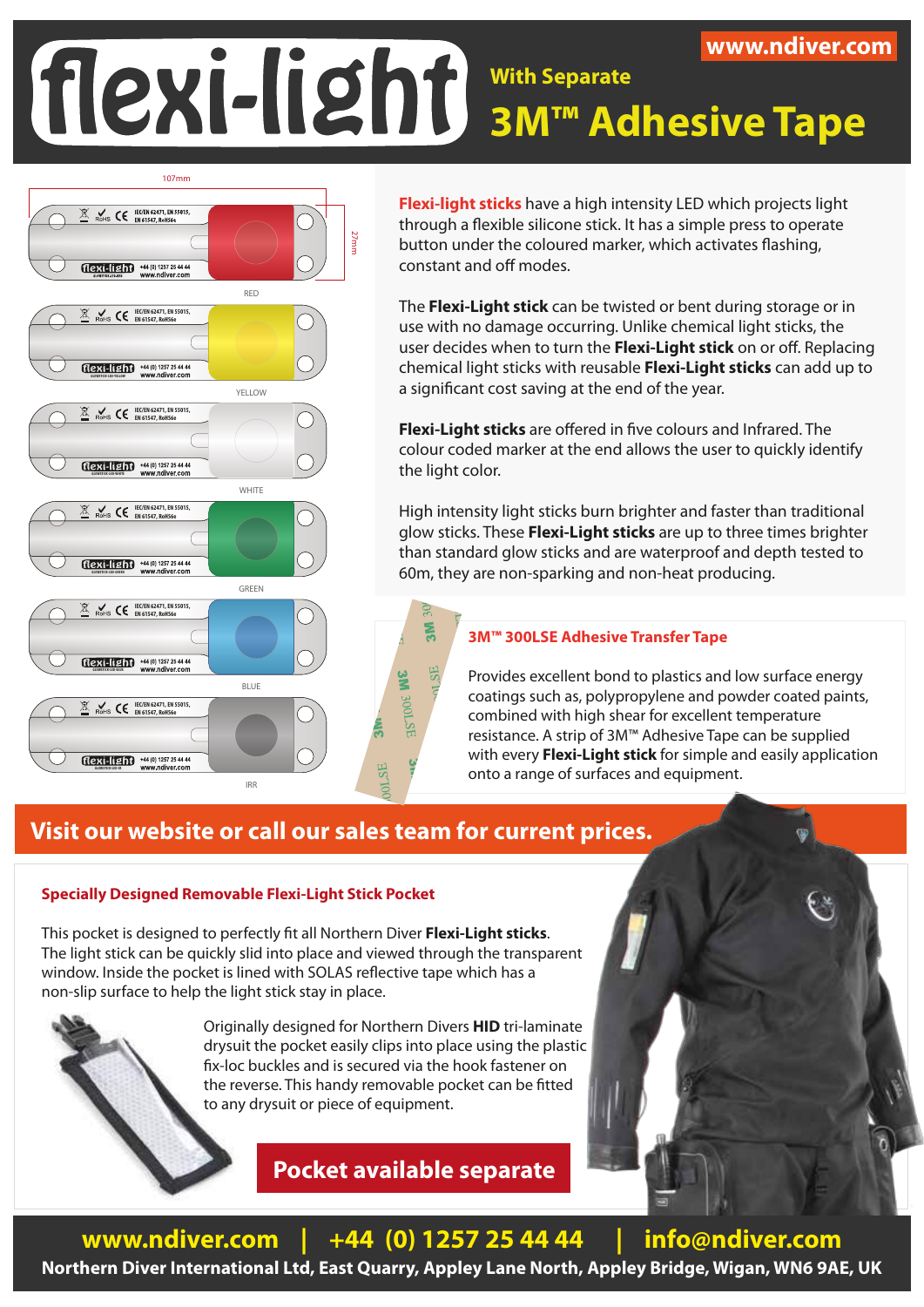# flexi-light

www.ndiver.com

## With Separate 3M™ Adhesive Tape

107mm

27mm

RED

YELLOW

WHITE

GREEN

BLUE

IRR

**Flexi-light sticks** have a high intensity LED which projects light through a flexible silicone stick. It has a simple press to operate button under the coloured marker, which activates flashing, constant and off modes.

The **Flexi-Light stick** can be twisted or bent during storage or in use with no damage occurring. Unlike chemical light sticks, the user decides when to turn the **Flexi-Light stick** on or off. Replacing chemical light sticks with reusable **Flexi-Light sticks** can add up to a significant cost saving at the end of the year.

**Flexi-Light sticks** are offered in five colours and Infrared. The colour coded marker at the end allows the user to quickly identify the light color.

High intensity light sticks burn brighter and faster than traditional glow sticks. These **Flexi-Light sticks** are up to three times brighter than standard glow sticks and are waterproof and depth tested to 60m, they are non-sparking and non-heat producing.

### 3M™ 300LSE Adhesive Transfer Tape

Provides excellent bond to plastics and low surface energy coatings such as, polypropylene and powder coated paints, combined with high shear for excellent temperature resistance. A strip of 3M™ Adhesive Tape can be supplied with every **Flexi-Light stick** for simple and easily application onto a range of surfaces and equipment.

## Visit our website or call our sales team for current prices.

### Specially Designed Removable Flexi-Light Stick Pocket

This pocket is designed to perfectly fit all Northern Diver **Flexi-Light sticks**. The light stick can be quickly slid into place and viewed through the transparent window. Inside the pocket is lined with SOLAS reflective tape which has a non-slip surface to help the light stick stay in place.

Originally designed for Northern Divers **HID** tri-laminate drysuit the pocket easily clips into place using the plastic fix-loc buckles and is secured via the hook fastener on the reverse. This handy removable pocket can be fitted to any drysuit or piece of equipment.

**Pocket available separate**

www.ndiver.com | +44 (0) 1257 25 44 44 | info@ndiver.com

Northern Diver International Ltd, East Quarry, Appley Lane North, Appley Bridge, Wigan, WN6 9AE, UK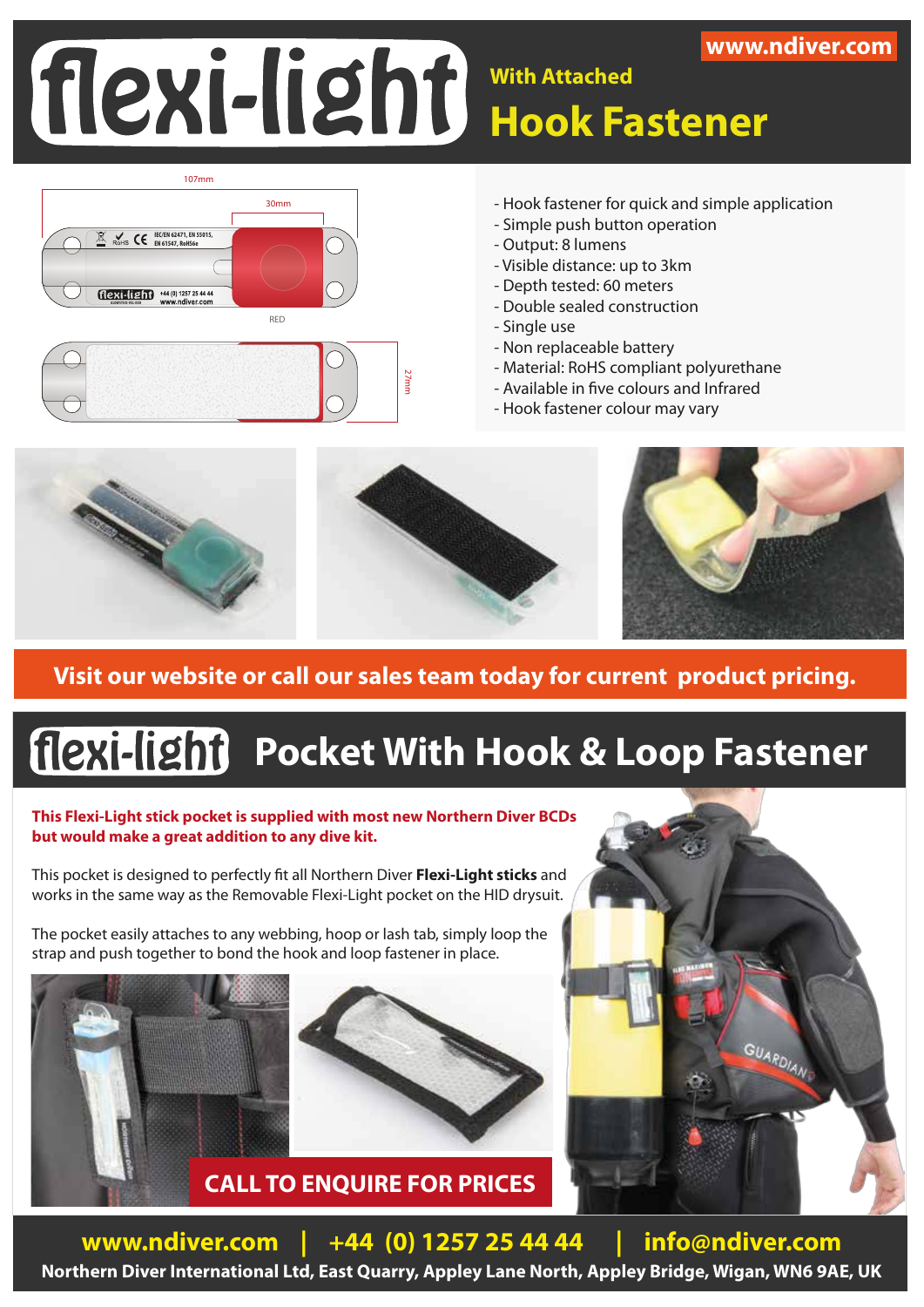# flexi-light With Attached Hook Fastener

www.ndiver.com

107mm

30mm

RED

27mm

- Hook fastener for quick and simple application
- Simple push button operation
- Output: 8 lumens
- Visible distance: up to 3km
- Depth tested: 60 meters
- Double sealed construction
- Single use
- Non replaceable battery
- Material: RoHS compliant polyurethane
- Available in five colours and Infrared
- Hook fastener colour may vary

**Visit our website or call our sales team today for current product pricing.**

# flexi-light Pocket With Hook & Loop Fastener

**This Flexi-Light stick pocket is supplied with most new Northern Diver BCDs but would make a great addition to any dive kit.**

This pocket is designed to perfectly fit all Northern Diver **Flexi-Light sticks** and works in the same way as the Removable Flexi-Light pocket on the HID drysuit.

The pocket easily attaches to any webbing, hoop or lash tab, simply loop the strap and push together to bond the hook and loop fastener in place.

**CALL TO ENQUIRE FOR PRICES**

**www.ndiver.com | +44 (0) 1257 25 44 44 | info@ndiver.com**

**Northern Diver International Ltd, East Quarry, Appley Lane North, Appley Bridge, Wigan, WN6 9AE, UK**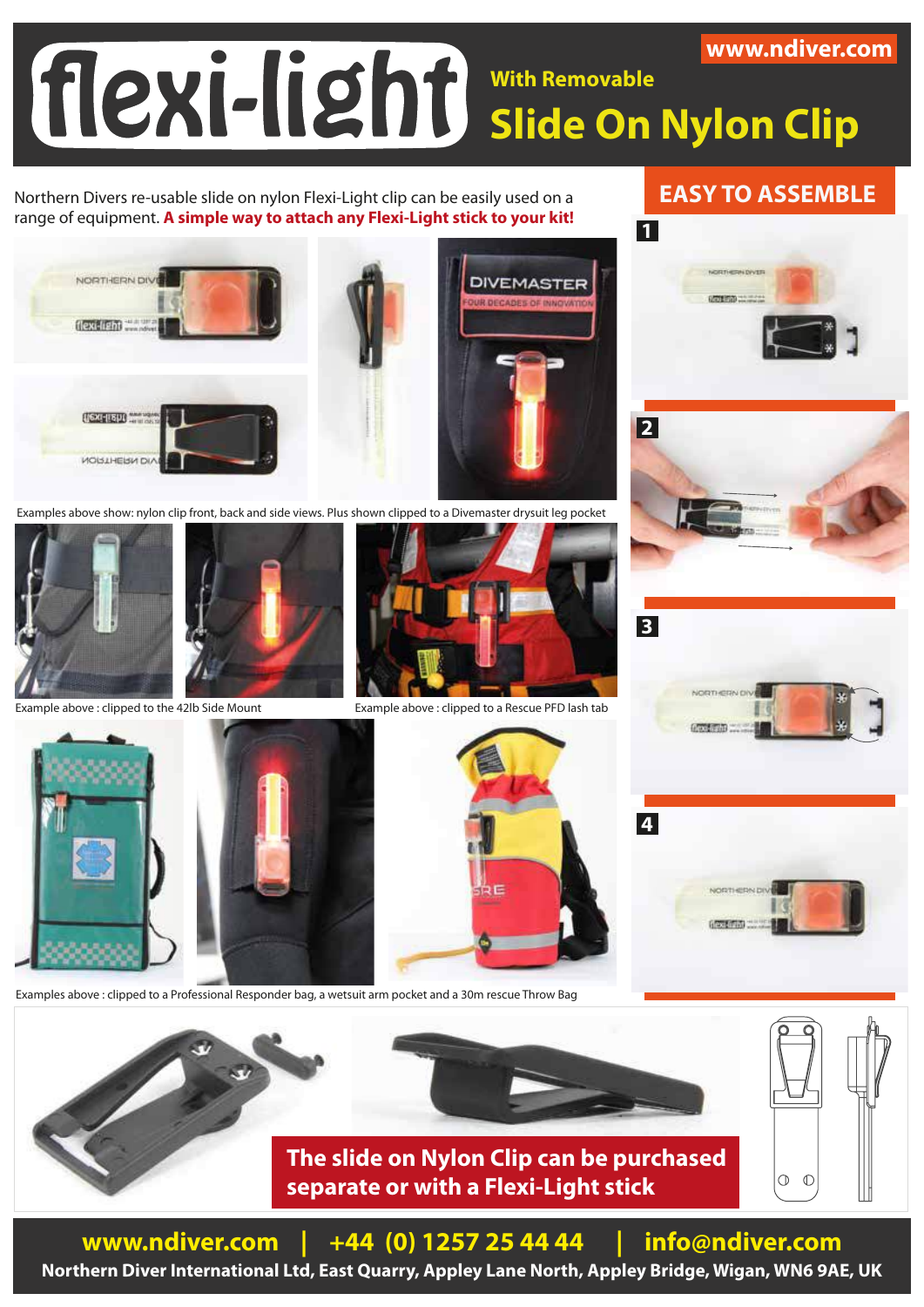www.ndiver.com

# flexi-light

## With Removable Slide On Nylon Clip

Northern Divers re-usable slide on nylon Flexi-Light clip can be easily used on a range of equipment. **A simple way to attach any Flexi-Light stick to your kit!**

Examples above show: nylon clip front, back and side views. Plus shown clipped to a Divemaster drysuit leg pocket

Example above : clipped to the 42lb Side Mount

Example above : clipped to a Rescue PFD lash tab

Examples above : clipped to a Professional Responder bag, a wetsuit arm pocket and a 30m rescue Throw Bag

## EASY TO ASSEMBLE

1

2

3

4

**The slide on Nylon Clip can be purchased separate or with a Flexi-Light stick**

**www.ndiver.com | +44 (0) 1257 25 44 44 | info@ndiver.com**

**Northern Diver International Ltd, East Quarry, Appley Lane North, Appley Bridge, Wigan, WN6 9AE, UK**